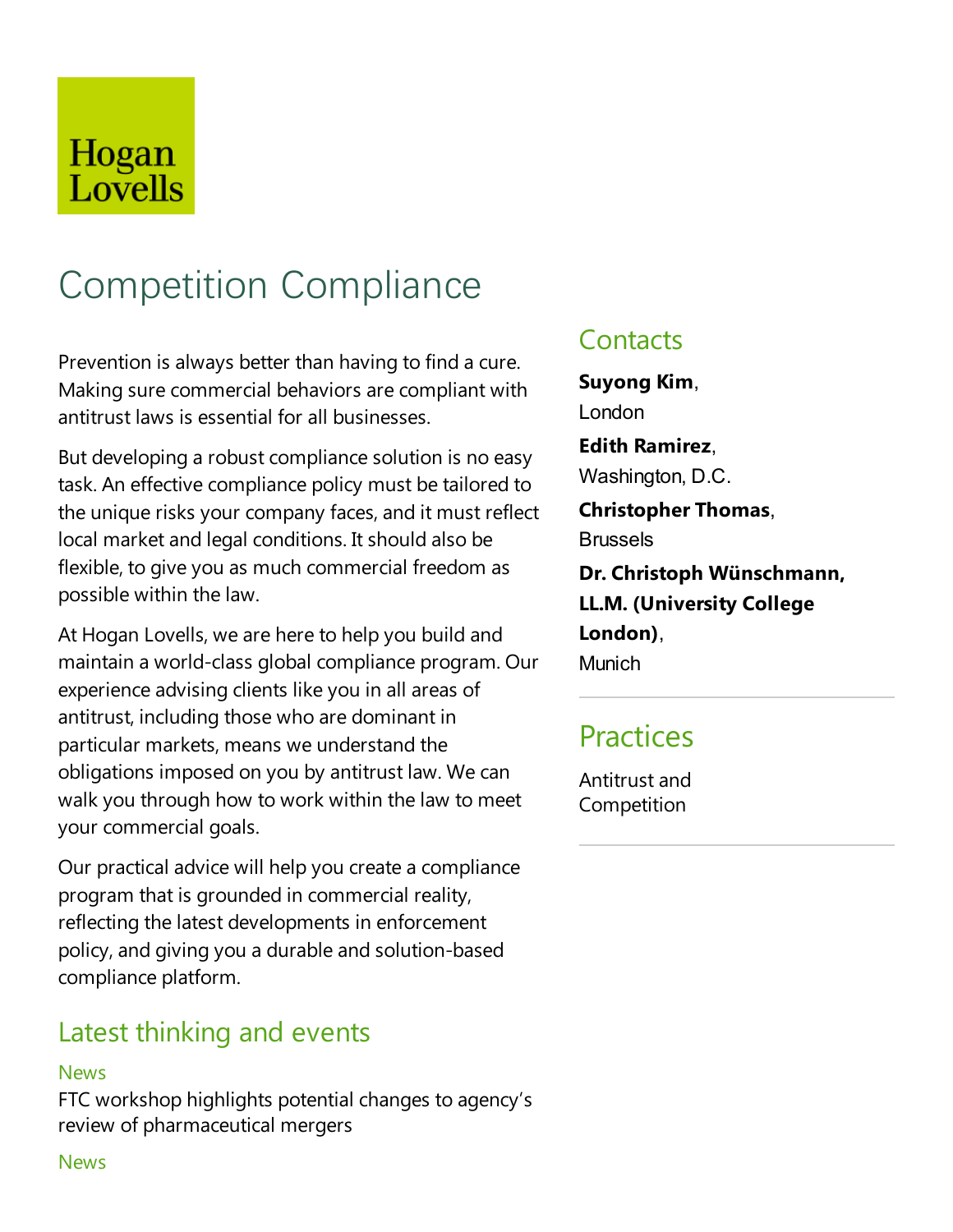Hogan Lovells

# Competition Compliance

Prevention is always better than having to find a cure. Making sure commercial behaviors are compliant with antitrust laws is essential for all businesses.

But developing a robust compliance solution is no easy task. An effective compliance policy must be tailored to the unique risks your company faces, and it must reflect local market and legal conditions. It should also be flexible, to give you as much commercial freedom as possible within the law.

At Hogan Lovells, we are here to help you build and maintain a world-class global compliance program. Our experience advising clients like you in all areas of antitrust, including those who are dominant in particular markets, means we understand the obligations imposed on you by antitrust law. We can walk you through how to work within the law to meet your commercial goals.

Our practical advice will help you create a compliance program that is grounded in commercial reality, reflecting the latest developments in enforcement policy, and giving you a durable and solution-based compliance platform.

## Latest thinking and events

News

FTC workshop highlights potential changes to agency's review of pharmaceutical mergers

News

## Contacts

**Suyong Kim**,
London

**Edith Ramirez**,
Washington, D.C.

**Christopher Thomas**,
Brussels

**Dr. Christoph Wünschmann, LL.M. (University College London)**,
Munich

## Practices

Antitrust and Competition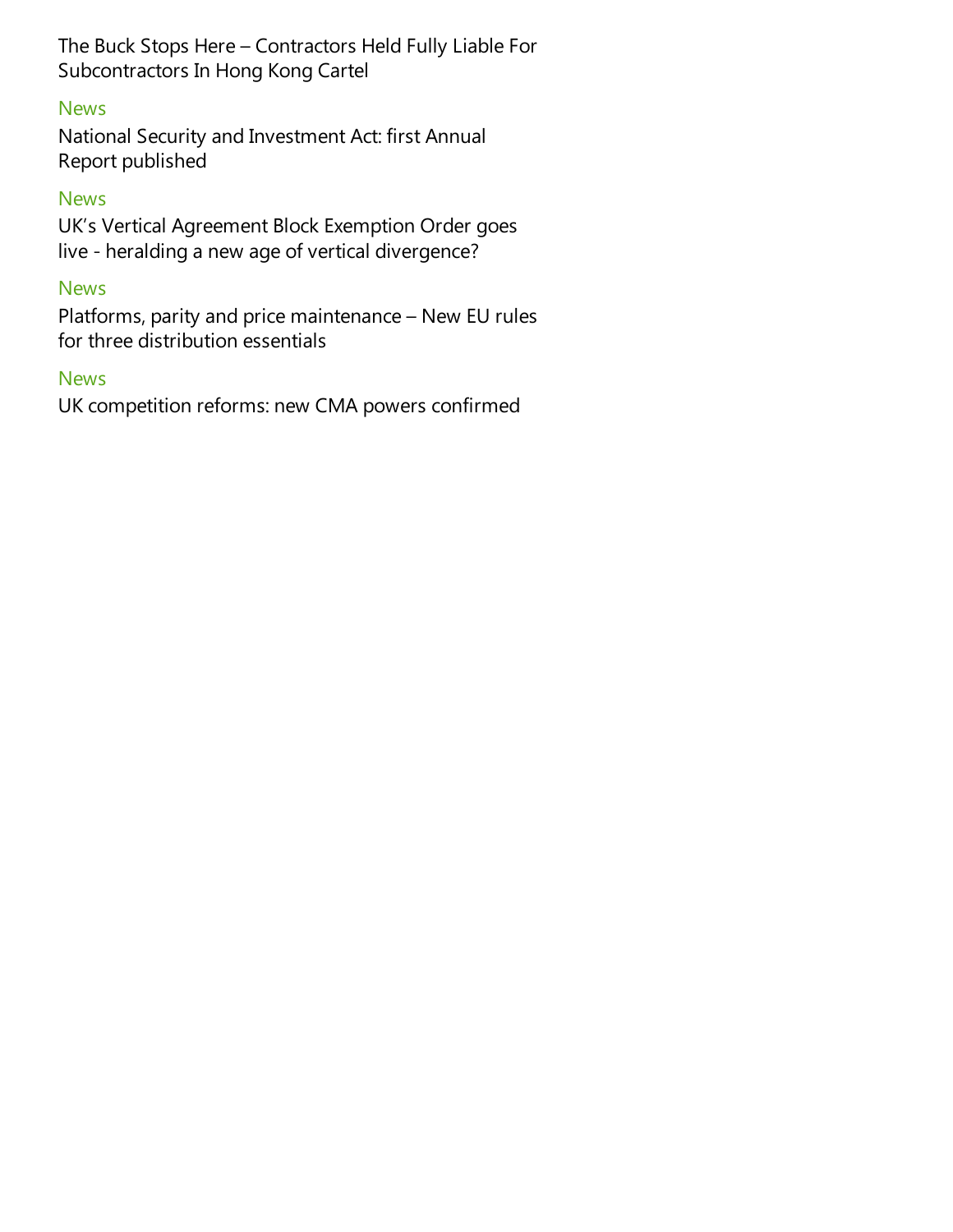The Buck Stops Here – Contractors Held Fully Liable For Subcontractors In Hong Kong Cartel

News

National Security and Investment Act: first Annual Report published

News

UK's Vertical Agreement Block Exemption Order goes live - heralding a new age of vertical divergence?

News

Platforms, parity and price maintenance – New EU rules for three distribution essentials

News

UK competition reforms: new CMA powers confirmed